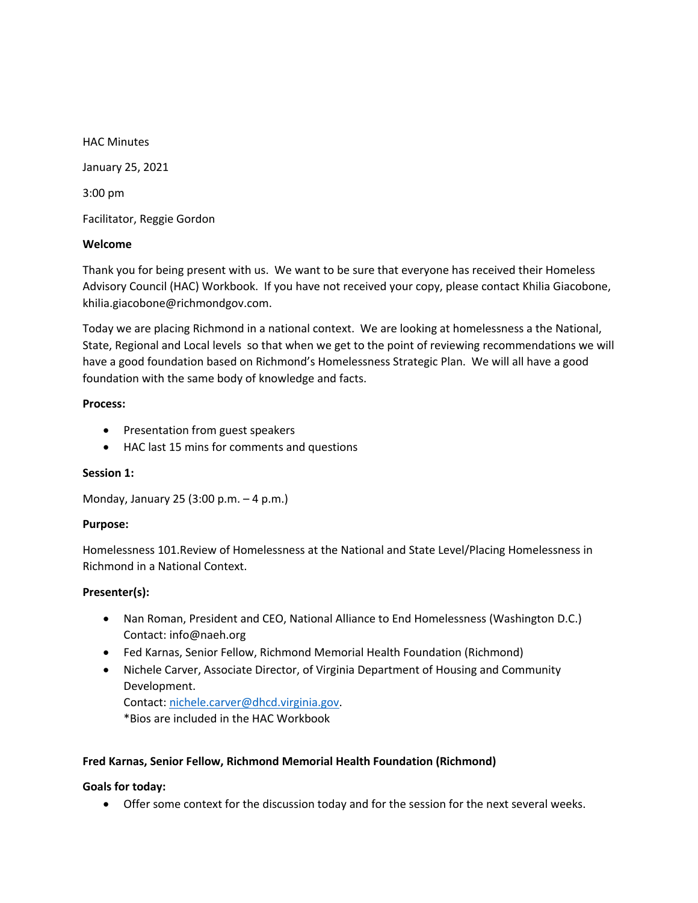HAC Minutes

January 25, 2021

3:00 pm

Facilitator, Reggie Gordon

**Welcome**

Thank you for being present with us. We want to be sure that everyone has received their Homeless Advisory Council (HAC) Workbook. If you have not received your copy, please contact Khilia Giacobone, khilia.giacobone@richmondgov.com.

Today we are placing Richmond in a national context. We are looking at homelessness a the National, State, Regional and Local levels so that when we get to the point of reviewing recommendations we will have a good foundation based on Richmond's Homelessness Strategic Plan. We will all have a good foundation with the same body of knowledge and facts.

**Process:**

- Presentation from guest speakers
- HAC last 15 mins for comments and questions

**Session 1:**

Monday, January 25 (3:00 p.m. – 4 p.m.)

**Purpose:**

Homelessness 101.Review of Homelessness at the National and State Level/Placing Homelessness in Richmond in a National Context.

**Presenter(s):**

- Nan Roman, President and CEO, National Alliance to End Homelessness (Washington D.C.) Contact: info@naeh.org
- Fed Karnas, Senior Fellow, Richmond Memorial Health Foundation (Richmond)
- Nichele Carver, Associate Director, of Virginia Department of Housing and Community Development.
  Contact: nichele.carver@dhcd.virginia.gov.
  *Bios are included in the HAC Workbook

**Fred Karnas, Senior Fellow, Richmond Memorial Health Foundation (Richmond)**

**Goals for today:**

- Offer some context for the discussion today and for the session for the next several weeks.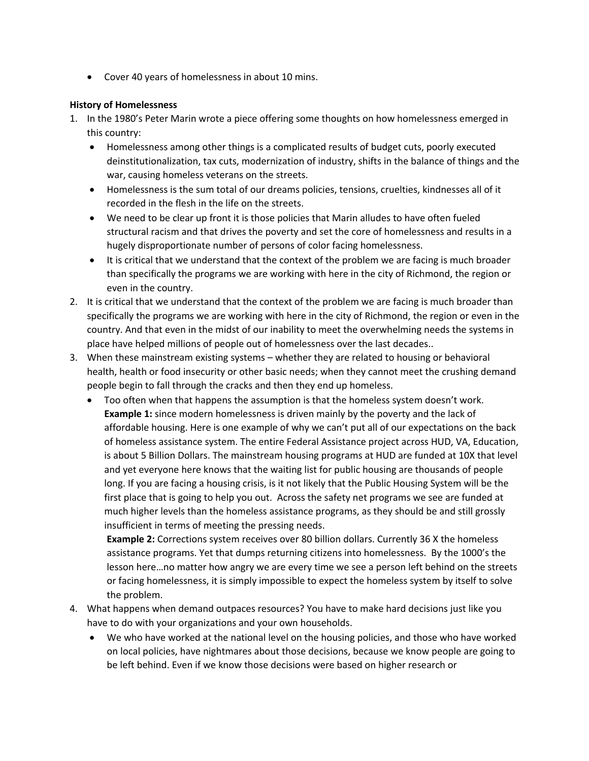- Cover 40 years of homelessness in about 10 mins.

**History of Homelessness**

1. In the 1980's Peter Marin wrote a piece offering some thoughts on how homelessness emerged in this country:
   - Homelessness among other things is a complicated results of budget cuts, poorly executed deinstitutionalization, tax cuts, modernization of industry, shifts in the balance of things and the war, causing homeless veterans on the streets.
   - Homelessness is the sum total of our dreams policies, tensions, cruelties, kindnesses all of it recorded in the flesh in the life on the streets.
   - We need to be clear up front it is those policies that Marin alludes to have often fueled structural racism and that drives the poverty and set the core of homelessness and results in a hugely disproportionate number of persons of color facing homelessness.
   - It is critical that we understand that the context of the problem we are facing is much broader than specifically the programs we are working with here in the city of Richmond, the region or even in the country.
2. It is critical that we understand that the context of the problem we are facing is much broader than specifically the programs we are working with here in the city of Richmond, the region or even in the country. And that even in the midst of our inability to meet the overwhelming needs the systems in place have helped millions of people out of homelessness over the last decades..
3. When these mainstream existing systems – whether they are related to housing or behavioral health, health or food insecurity or other basic needs; when they cannot meet the crushing demand people begin to fall through the cracks and then they end up homeless.
   - Too often when that happens the assumption is that the homeless system doesn't work.
     **Example 1:** since modern homelessness is driven mainly by the poverty and the lack of affordable housing. Here is one example of why we can't put all of our expectations on the back of homeless assistance system. The entire Federal Assistance project across HUD, VA, Education, is about 5 Billion Dollars. The mainstream housing programs at HUD are funded at 10X that level and yet everyone here knows that the waiting list for public housing are thousands of people long. If you are facing a housing crisis, is it not likely that the Public Housing System will be the first place that is going to help you out. Across the safety net programs we see are funded at much higher levels than the homeless assistance programs, as they should be and still grossly insufficient in terms of meeting the pressing needs.
     **Example 2:** Corrections system receives over 80 billion dollars. Currently 36 X the homeless assistance programs. Yet that dumps returning citizens into homelessness. By the 1000's the lesson here…no matter how angry we are every time we see a person left behind on the streets or facing homelessness, it is simply impossible to expect the homeless system by itself to solve the problem.
4. What happens when demand outpaces resources? You have to make hard decisions just like you have to do with your organizations and your own households.
   - We who have worked at the national level on the housing policies, and those who have worked on local policies, have nightmares about those decisions, because we know people are going to be left behind. Even if we know those decisions were based on higher research or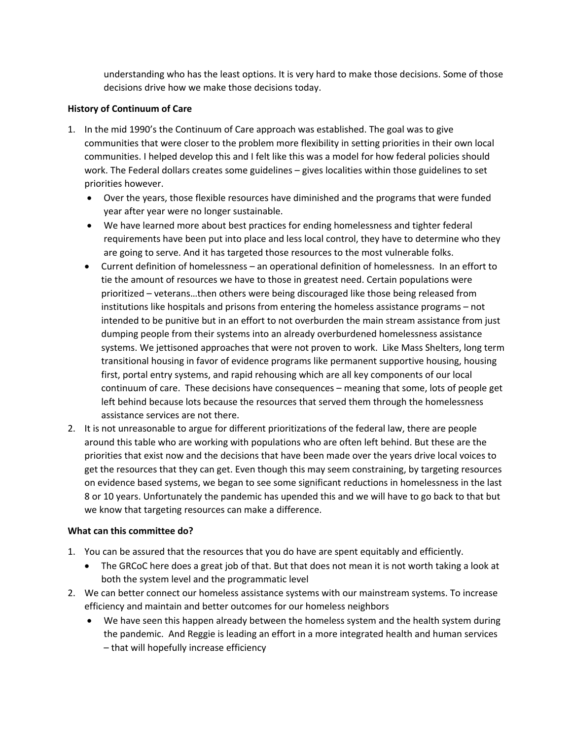understanding who has the least options. It is very hard to make those decisions. Some of those decisions drive how we make those decisions today.

**History of Continuum of Care**

1. In the mid 1990's the Continuum of Care approach was established. The goal was to give communities that were closer to the problem more flexibility in setting priorities in their own local communities. I helped develop this and I felt like this was a model for how federal policies should work. The Federal dollars creates some guidelines – gives localities within those guidelines to set priorities however.
   - Over the years, those flexible resources have diminished and the programs that were funded year after year were no longer sustainable.
   - We have learned more about best practices for ending homelessness and tighter federal requirements have been put into place and less local control, they have to determine who they are going to serve. And it has targeted those resources to the most vulnerable folks.
   - Current definition of homelessness – an operational definition of homelessness. In an effort to tie the amount of resources we have to those in greatest need. Certain populations were prioritized – veterans…then others were being discouraged like those being released from institutions like hospitals and prisons from entering the homeless assistance programs – not intended to be punitive but in an effort to not overburden the main stream assistance from just dumping people from their systems into an already overburdened homelessness assistance systems. We jettisoned approaches that were not proven to work. Like Mass Shelters, long term transitional housing in favor of evidence programs like permanent supportive housing, housing first, portal entry systems, and rapid rehousing which are all key components of our local continuum of care. These decisions have consequences – meaning that some, lots of people get left behind because lots because the resources that served them through the homelessness assistance services are not there.
2. It is not unreasonable to argue for different prioritizations of the federal law, there are people around this table who are working with populations who are often left behind. But these are the priorities that exist now and the decisions that have been made over the years drive local voices to get the resources that they can get. Even though this may seem constraining, by targeting resources on evidence based systems, we began to see some significant reductions in homelessness in the last 8 or 10 years. Unfortunately the pandemic has upended this and we will have to go back to that but we know that targeting resources can make a difference.

**What can this committee do?**

1. You can be assured that the resources that you do have are spent equitably and efficiently.
   - The GRCoC here does a great job of that. But that does not mean it is not worth taking a look at both the system level and the programmatic level
2. We can better connect our homeless assistance systems with our mainstream systems. To increase efficiency and maintain and better outcomes for our homeless neighbors
   - We have seen this happen already between the homeless system and the health system during the pandemic. And Reggie is leading an effort in a more integrated health and human services – that will hopefully increase efficiency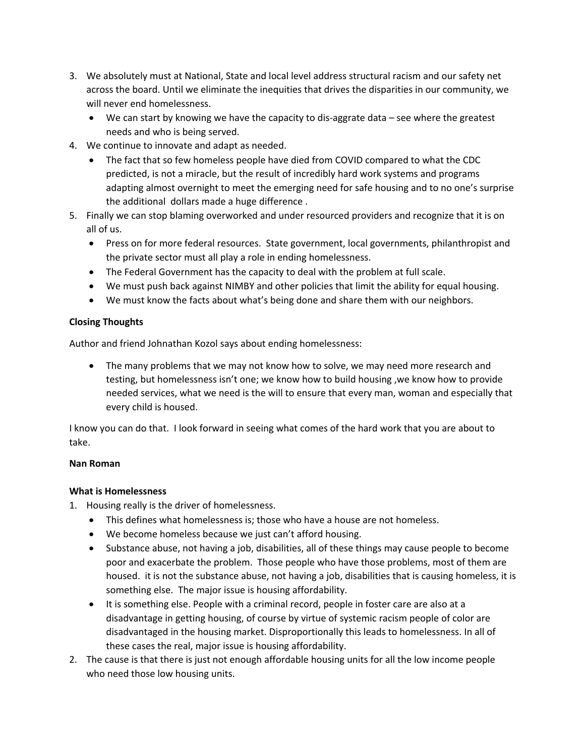3. We absolutely must at National, State and local level address structural racism and our safety net across the board. Until we eliminate the inequities that drives the disparities in our community, we will never end homelessness.
   - We can start by knowing we have the capacity to dis-aggrate data – see where the greatest needs and who is being served.
4. We continue to innovate and adapt as needed.
   - The fact that so few homeless people have died from COVID compared to what the CDC predicted, is not a miracle, but the result of incredibly hard work systems and programs adapting almost overnight to meet the emerging need for safe housing and to no one's surprise the additional dollars made a huge difference .
5. Finally we can stop blaming overworked and under resourced providers and recognize that it is on all of us.
   - Press on for more federal resources. State government, local governments, philanthropist and the private sector must all play a role in ending homelessness.
   - The Federal Government has the capacity to deal with the problem at full scale.
   - We must push back against NIMBY and other policies that limit the ability for equal housing.
   - We must know the facts about what's being done and share them with our neighbors.

**Closing Thoughts**

Author and friend Johnathan Kozol says about ending homelessness:

- The many problems that we may not know how to solve, we may need more research and testing, but homelessness isn't one; we know how to build housing ,we know how to provide needed services, what we need is the will to ensure that every man, woman and especially that every child is housed.

I know you can do that. I look forward in seeing what comes of the hard work that you are about to take.

**Nan Roman**

**What is Homelessness**

1. Housing really is the driver of homelessness.
   - This defines what homelessness is; those who have a house are not homeless.
   - We become homeless because we just can't afford housing.
   - Substance abuse, not having a job, disabilities, all of these things may cause people to become poor and exacerbate the problem. Those people who have those problems, most of them are housed. it is not the substance abuse, not having a job, disabilities that is causing homeless, it is something else. The major issue is housing affordability.
   - It is something else. People with a criminal record, people in foster care are also at a disadvantage in getting housing, of course by virtue of systemic racism people of color are disadvantaged in the housing market. Disproportionally this leads to homelessness. In all of these cases the real, major issue is housing affordability.
2. The cause is that there is just not enough affordable housing units for all the low income people who need those low housing units.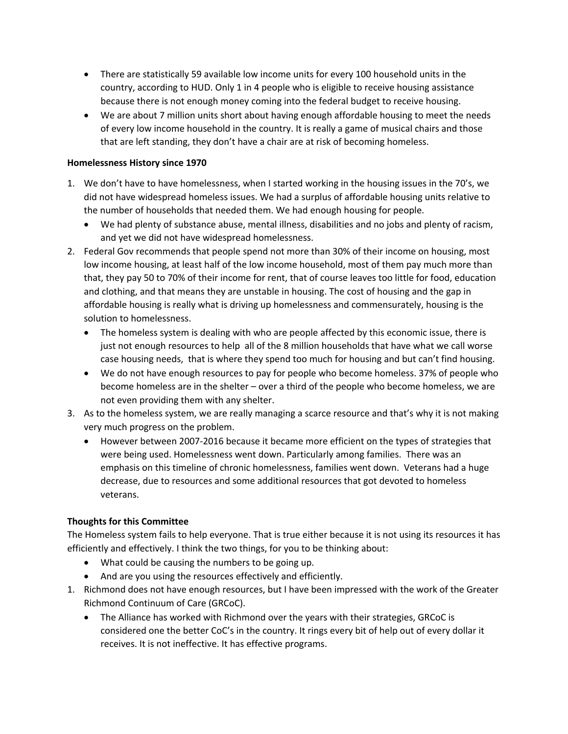- There are statistically 59 available low income units for every 100 household units in the country, according to HUD. Only 1 in 4 people who is eligible to receive housing assistance because there is not enough money coming into the federal budget to receive housing.
- We are about 7 million units short about having enough affordable housing to meet the needs of every low income household in the country. It is really a game of musical chairs and those that are left standing, they don't have a chair are at risk of becoming homeless.

**Homelessness History since 1970**

1. We don't have to have homelessness, when I started working in the housing issues in the 70's, we did not have widespread homeless issues. We had a surplus of affordable housing units relative to the number of households that needed them. We had enough housing for people.
   - We had plenty of substance abuse, mental illness, disabilities and no jobs and plenty of racism, and yet we did not have widespread homelessness.
2. Federal Gov recommends that people spend not more than 30% of their income on housing, most low income housing, at least half of the low income household, most of them pay much more than that, they pay 50 to 70% of their income for rent, that of course leaves too little for food, education and clothing, and that means they are unstable in housing. The cost of housing and the gap in affordable housing is really what is driving up homelessness and commensurately, housing is the solution to homelessness.
   - The homeless system is dealing with who are people affected by this economic issue, there is just not enough resources to help all of the 8 million households that have what we call worse case housing needs, that is where they spend too much for housing and but can't find housing.
   - We do not have enough resources to pay for people who become homeless. 37% of people who become homeless are in the shelter – over a third of the people who become homeless, we are not even providing them with any shelter.
3. As to the homeless system, we are really managing a scarce resource and that's why it is not making very much progress on the problem.
   - However between 2007-2016 because it became more efficient on the types of strategies that were being used. Homelessness went down. Particularly among families. There was an emphasis on this timeline of chronic homelessness, families went down. Veterans had a huge decrease, due to resources and some additional resources that got devoted to homeless veterans.

**Thoughts for this Committee**

The Homeless system fails to help everyone. That is true either because it is not using its resources it has efficiently and effectively. I think the two things, for you to be thinking about:

- What could be causing the numbers to be going up.
- And are you using the resources effectively and efficiently.

1. Richmond does not have enough resources, but I have been impressed with the work of the Greater Richmond Continuum of Care (GRCoC).
   - The Alliance has worked with Richmond over the years with their strategies, GRCoC is considered one the better CoC's in the country. It rings every bit of help out of every dollar it receives. It is not ineffective. It has effective programs.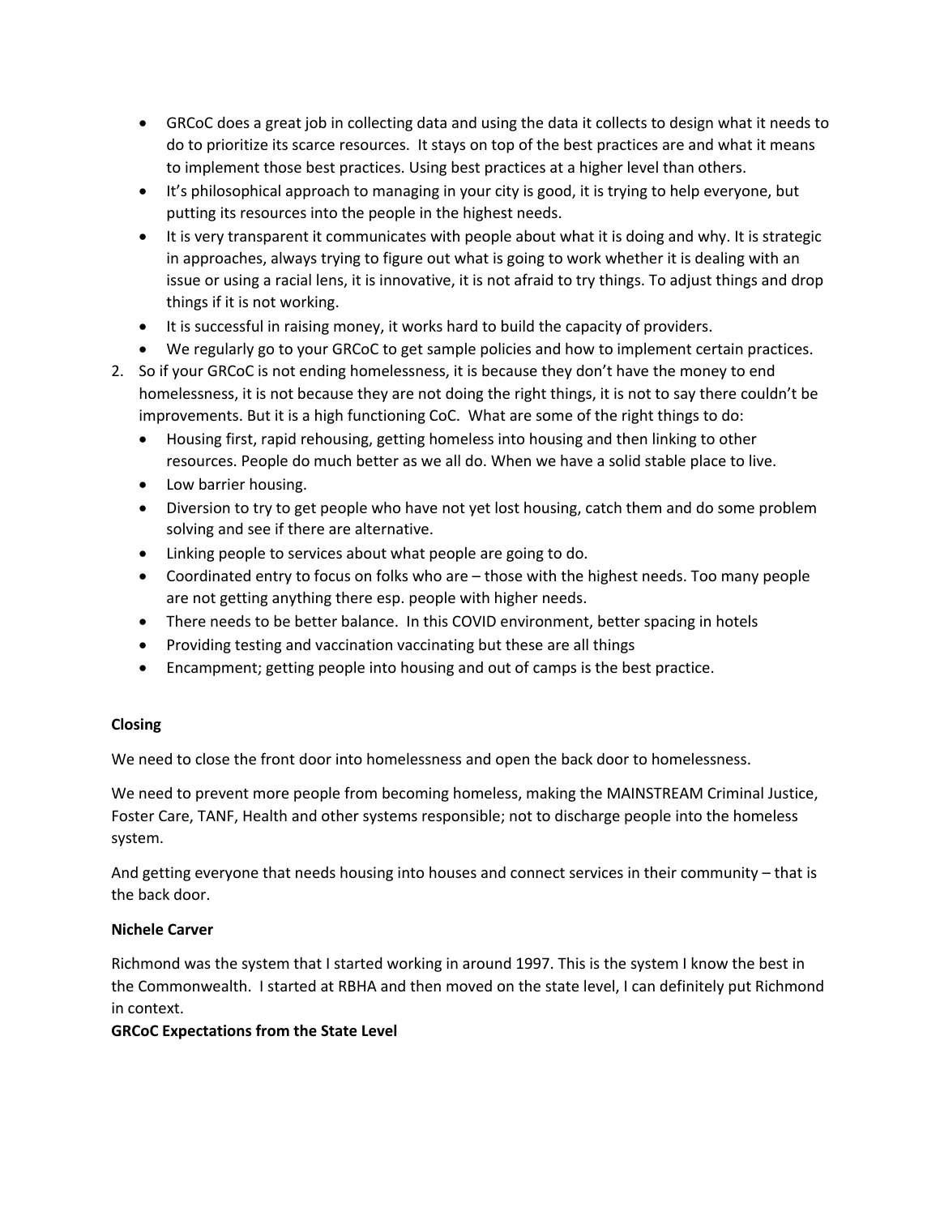- GRCoC does a great job in collecting data and using the data it collects to design what it needs to do to prioritize its scarce resources. It stays on top of the best practices are and what it means to implement those best practices. Using best practices at a higher level than others.
- It's philosophical approach to managing in your city is good, it is trying to help everyone, but putting its resources into the people in the highest needs.
- It is very transparent it communicates with people about what it is doing and why. It is strategic in approaches, always trying to figure out what is going to work whether it is dealing with an issue or using a racial lens, it is innovative, it is not afraid to try things. To adjust things and drop things if it is not working.
- It is successful in raising money, it works hard to build the capacity of providers.
- We regularly go to your GRCoC to get sample policies and how to implement certain practices.

2. So if your GRCoC is not ending homelessness, it is because they don't have the money to end homelessness, it is not because they are not doing the right things, it is not to say there couldn't be improvements. But it is a high functioning CoC. What are some of the right things to do:
   - Housing first, rapid rehousing, getting homeless into housing and then linking to other resources. People do much better as we all do. When we have a solid stable place to live.
   - Low barrier housing.
   - Diversion to try to get people who have not yet lost housing, catch them and do some problem solving and see if there are alternative.
   - Linking people to services about what people are going to do.
   - Coordinated entry to focus on folks who are – those with the highest needs. Too many people are not getting anything there esp. people with higher needs.
   - There needs to be better balance. In this COVID environment, better spacing in hotels
   - Providing testing and vaccination vaccinating but these are all things
   - Encampment; getting people into housing and out of camps is the best practice.

**Closing**

We need to close the front door into homelessness and open the back door to homelessness.

We need to prevent more people from becoming homeless, making the MAINSTREAM Criminal Justice, Foster Care, TANF, Health and other systems responsible; not to discharge people into the homeless system.

And getting everyone that needs housing into houses and connect services in their community – that is the back door.

**Nichele Carver**

Richmond was the system that I started working in around 1997. This is the system I know the best in the Commonwealth. I started at RBHA and then moved on the state level, I can definitely put Richmond in context.

**GRCoC Expectations from the State Level**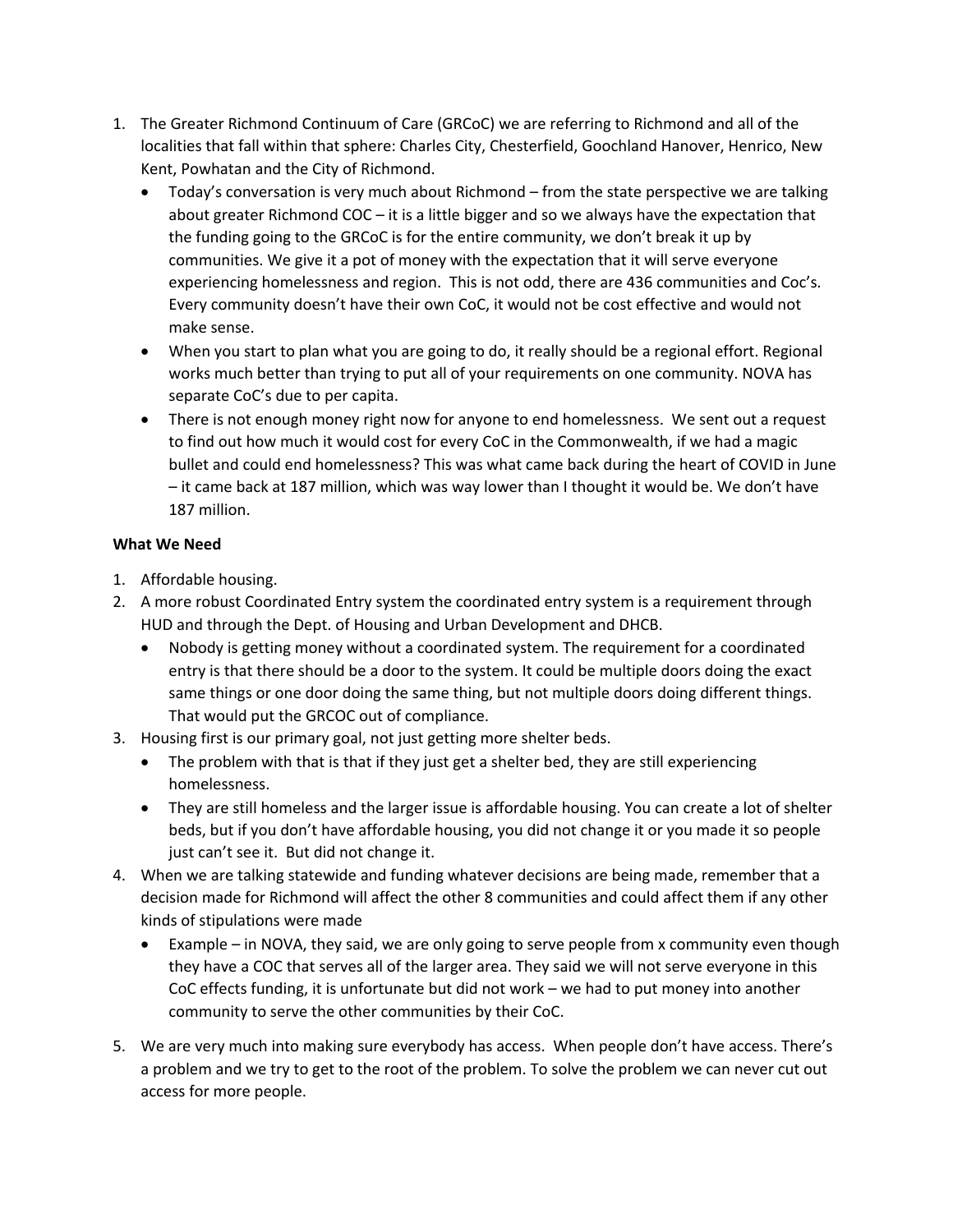1. The Greater Richmond Continuum of Care (GRCoC) we are referring to Richmond and all of the localities that fall within that sphere: Charles City, Chesterfield, Goochland Hanover, Henrico, New Kent, Powhatan and the City of Richmond.
   - Today's conversation is very much about Richmond – from the state perspective we are talking about greater Richmond COC – it is a little bigger and so we always have the expectation that the funding going to the GRCoC is for the entire community, we don't break it up by communities. We give it a pot of money with the expectation that it will serve everyone experiencing homelessness and region. This is not odd, there are 436 communities and Coc's. Every community doesn't have their own CoC, it would not be cost effective and would not make sense.
   - When you start to plan what you are going to do, it really should be a regional effort. Regional works much better than trying to put all of your requirements on one community. NOVA has separate CoC's due to per capita.
   - There is not enough money right now for anyone to end homelessness. We sent out a request to find out how much it would cost for every CoC in the Commonwealth, if we had a magic bullet and could end homelessness? This was what came back during the heart of COVID in June – it came back at 187 million, which was way lower than I thought it would be. We don't have 187 million.

**What We Need**

1. Affordable housing.
2. A more robust Coordinated Entry system the coordinated entry system is a requirement through HUD and through the Dept. of Housing and Urban Development and DHCB.
   - Nobody is getting money without a coordinated system. The requirement for a coordinated entry is that there should be a door to the system. It could be multiple doors doing the exact same things or one door doing the same thing, but not multiple doors doing different things. That would put the GRCOC out of compliance.
3. Housing first is our primary goal, not just getting more shelter beds.
   - The problem with that is that if they just get a shelter bed, they are still experiencing homelessness.
   - They are still homeless and the larger issue is affordable housing. You can create a lot of shelter beds, but if you don't have affordable housing, you did not change it or you made it so people just can't see it. But did not change it.
4. When we are talking statewide and funding whatever decisions are being made, remember that a decision made for Richmond will affect the other 8 communities and could affect them if any other kinds of stipulations were made
   - Example – in NOVA, they said, we are only going to serve people from x community even though they have a COC that serves all of the larger area. They said we will not serve everyone in this CoC effects funding, it is unfortunate but did not work – we had to put money into another community to serve the other communities by their CoC.
5. We are very much into making sure everybody has access. When people don't have access. There's a problem and we try to get to the root of the problem. To solve the problem we can never cut out access for more people.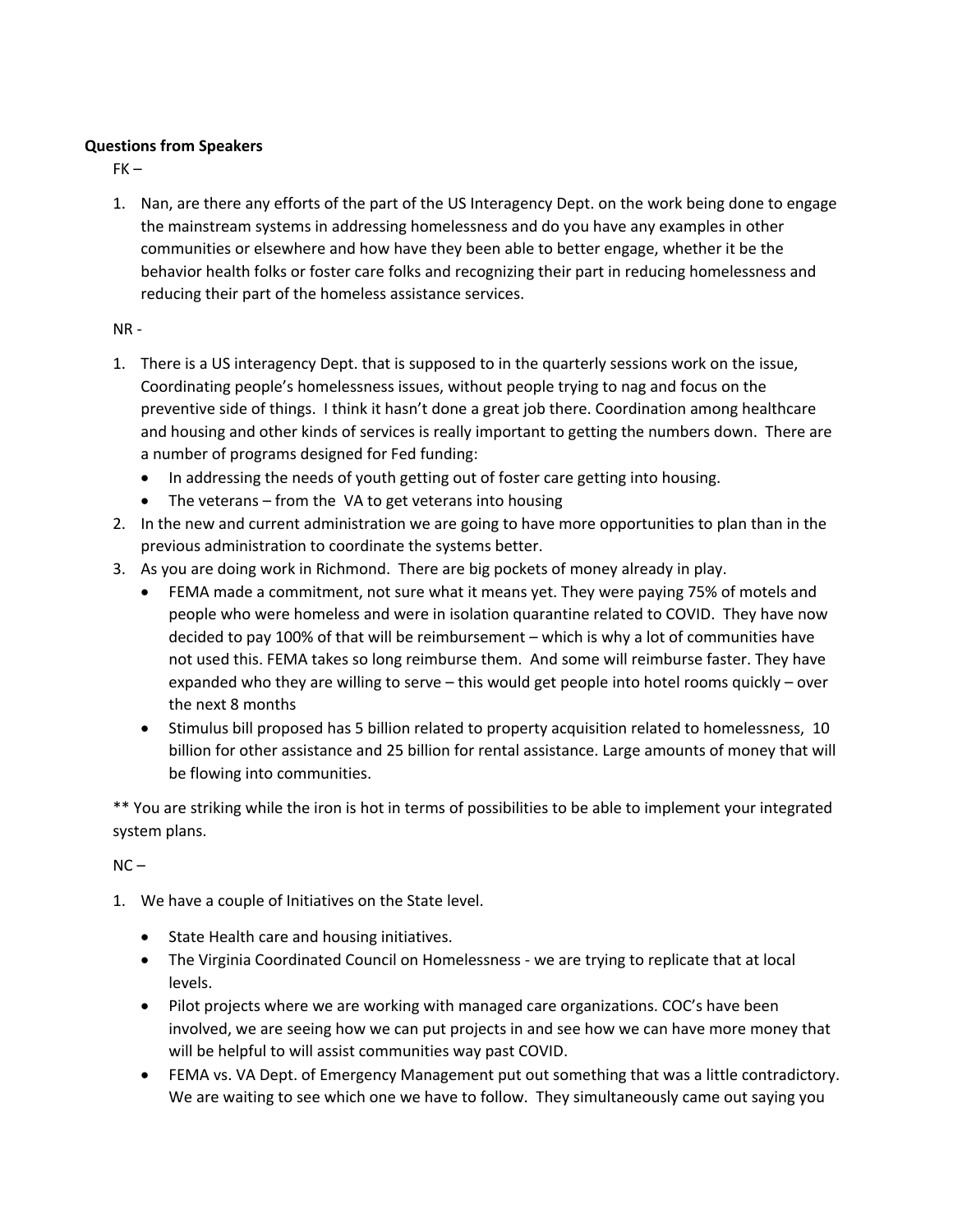**Questions from Speakers**

FK –

1. Nan, are there any efforts of the part of the US Interagency Dept. on the work being done to engage the mainstream systems in addressing homelessness and do you have any examples in other communities or elsewhere and how have they been able to better engage, whether it be the behavior health folks or foster care folks and recognizing their part in reducing homelessness and reducing their part of the homeless assistance services.

NR -

1. There is a US interagency Dept. that is supposed to in the quarterly sessions work on the issue, Coordinating people's homelessness issues, without people trying to nag and focus on the preventive side of things. I think it hasn't done a great job there. Coordination among healthcare and housing and other kinds of services is really important to getting the numbers down. There are a number of programs designed for Fed funding:
   - In addressing the needs of youth getting out of foster care getting into housing.
   - The veterans – from the VA to get veterans into housing
2. In the new and current administration we are going to have more opportunities to plan than in the previous administration to coordinate the systems better.
3. As you are doing work in Richmond. There are big pockets of money already in play.
   - FEMA made a commitment, not sure what it means yet. They were paying 75% of motels and people who were homeless and were in isolation quarantine related to COVID. They have now decided to pay 100% of that will be reimbursement – which is why a lot of communities have not used this. FEMA takes so long reimburse them. And some will reimburse faster. They have expanded who they are willing to serve – this would get people into hotel rooms quickly – over the next 8 months
   - Stimulus bill proposed has 5 billion related to property acquisition related to homelessness, 10 billion for other assistance and 25 billion for rental assistance. Large amounts of money that will be flowing into communities.

** You are striking while the iron is hot in terms of possibilities to be able to implement your integrated system plans.

NC –

1. We have a couple of Initiatives on the State level.
   - State Health care and housing initiatives.
   - The Virginia Coordinated Council on Homelessness - we are trying to replicate that at local levels.
   - Pilot projects where we are working with managed care organizations. COC's have been involved, we are seeing how we can put projects in and see how we can have more money that will be helpful to will assist communities way past COVID.
   - FEMA vs. VA Dept. of Emergency Management put out something that was a little contradictory. We are waiting to see which one we have to follow. They simultaneously came out saying you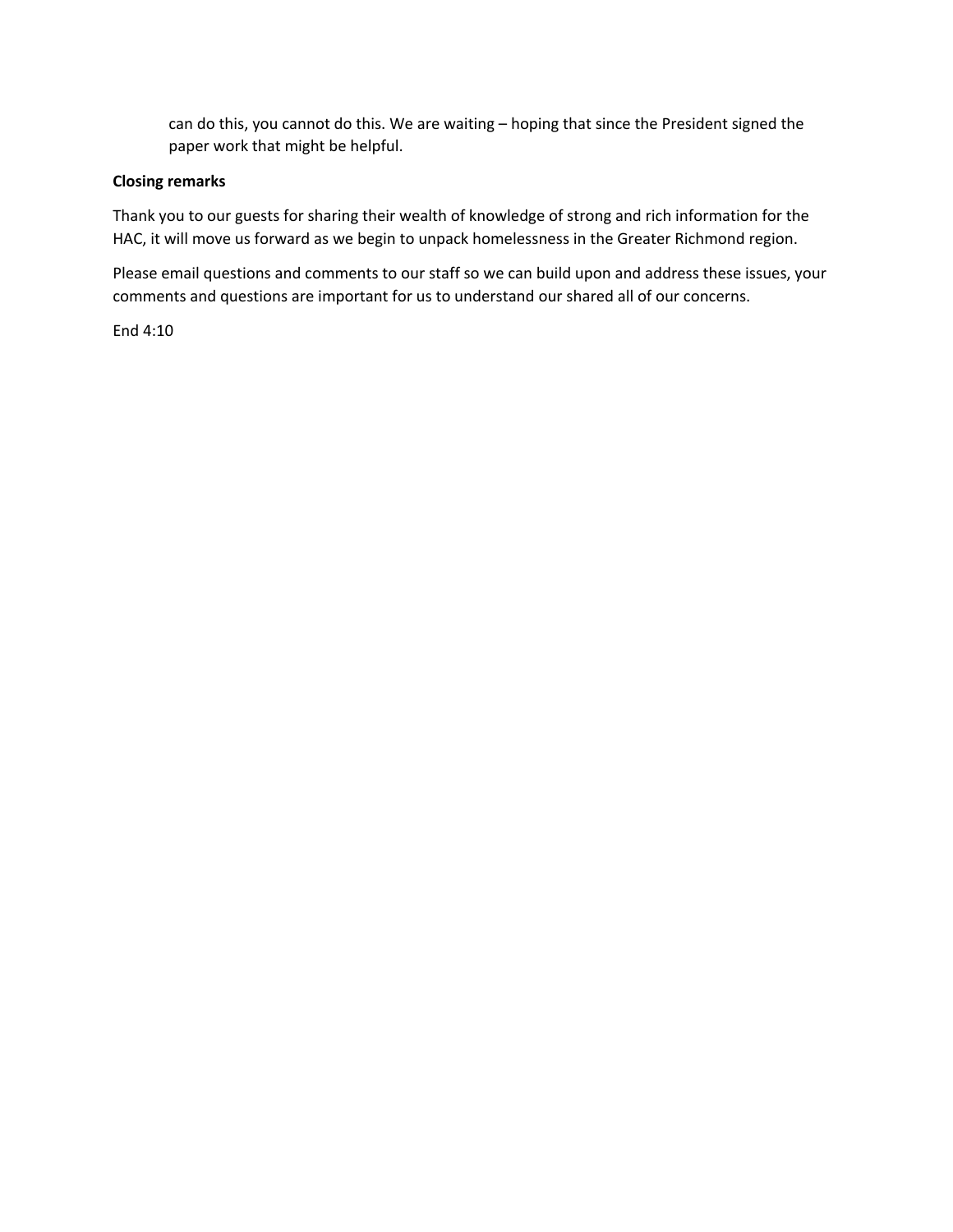can do this, you cannot do this. We are waiting – hoping that since the President signed the paper work that might be helpful.

**Closing remarks**

Thank you to our guests for sharing their wealth of knowledge of strong and rich information for the HAC, it will move us forward as we begin to unpack homelessness in the Greater Richmond region.

Please email questions and comments to our staff so we can build upon and address these issues, your comments and questions are important for us to understand our shared all of our concerns.

End 4:10